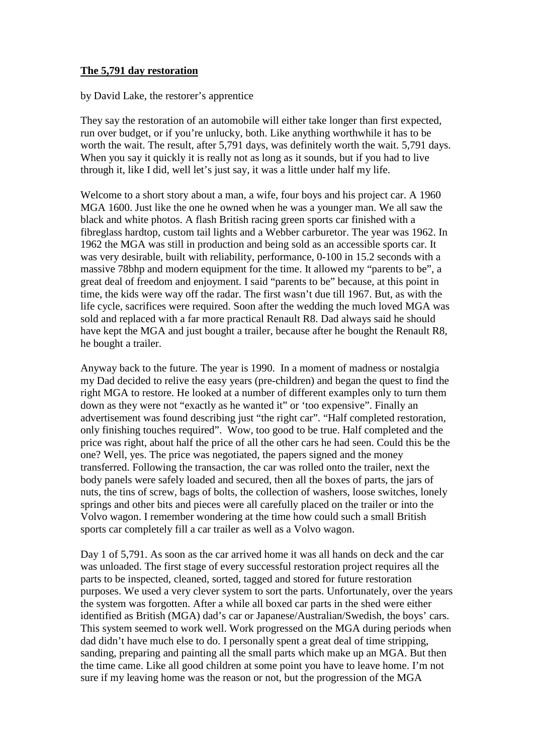**The 5,791 day restoration**

by David Lake, the restorer's apprentice

They say the restoration of an automobile will either take longer than first expected, run over budget, or if you're unlucky, both. Like anything worthwhile it has to be worth the wait. The result, after 5,791 days, was definitely worth the wait. 5,791 days. When you say it quickly it is really not as long as it sounds, but if you had to live through it, like I did, well let's just say, it was a little under half my life.

Welcome to a short story about a man, a wife, four boys and his project car. A 1960 MGA 1600. Just like the one he owned when he was a younger man. We all saw the black and white photos. A flash British racing green sports car finished with a fibreglass hardtop, custom tail lights and a Webber carburetor. The year was 1962. In 1962 the MGA was still in production and being sold as an accessible sports car. It was very desirable, built with reliability, performance, 0-100 in 15.2 seconds with a massive 78bhp and modern equipment for the time. It allowed my "parents to be", a great deal of freedom and enjoyment. I said "parents to be" because, at this point in time, the kids were way off the radar. The first wasn't due till 1967. But, as with the life cycle, sacrifices were required. Soon after the wedding the much loved MGA was sold and replaced with a far more practical Renault R8. Dad always said he should have kept the MGA and just bought a trailer, because after he bought the Renault R8, he bought a trailer.

Anyway back to the future. The year is 1990. In a moment of madness or nostalgia my Dad decided to relive the easy years (pre-children) and began the quest to find the right MGA to restore. He looked at a number of different examples only to turn them down as they were not "exactly as he wanted it" or 'too expensive". Finally an advertisement was found describing just "the right car". "Half completed restoration, only finishing touches required". Wow, too good to be true. Half completed and the price was right, about half the price of all the other cars he had seen. Could this be the one? Well, yes. The price was negotiated, the papers signed and the money transferred. Following the transaction, the car was rolled onto the trailer, next the body panels were safely loaded and secured, then all the boxes of parts, the jars of nuts, the tins of screw, bags of bolts, the collection of washers, loose switches, lonely springs and other bits and pieces were all carefully placed on the trailer or into the Volvo wagon. I remember wondering at the time how could such a small British sports car completely fill a car trailer as well as a Volvo wagon.

Day 1 of 5,791. As soon as the car arrived home it was all hands on deck and the car was unloaded. The first stage of every successful restoration project requires all the parts to be inspected, cleaned, sorted, tagged and stored for future restoration purposes. We used a very clever system to sort the parts. Unfortunately, over the years the system was forgotten. After a while all boxed car parts in the shed were either identified as British (MGA) dad's car or Japanese/Australian/Swedish, the boys' cars. This system seemed to work well. Work progressed on the MGA during periods when dad didn't have much else to do. I personally spent a great deal of time stripping, sanding, preparing and painting all the small parts which make up an MGA. But then the time came. Like all good children at some point you have to leave home. I'm not sure if my leaving home was the reason or not, but the progression of the MGA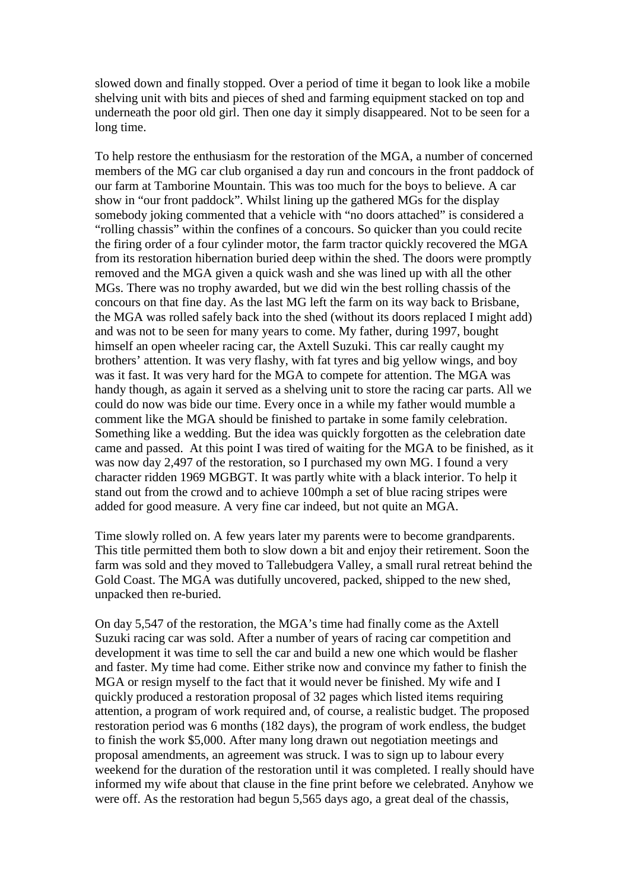slowed down and finally stopped. Over a period of time it began to look like a mobile shelving unit with bits and pieces of shed and farming equipment stacked on top and underneath the poor old girl. Then one day it simply disappeared. Not to be seen for a long time.

To help restore the enthusiasm for the restoration of the MGA, a number of concerned members of the MG car club organised a day run and concours in the front paddock of our farm at Tamborine Mountain. This was too much for the boys to believe. A car show in "our front paddock". Whilst lining up the gathered MGs for the display somebody joking commented that a vehicle with "no doors attached" is considered a "rolling chassis" within the confines of a concours. So quicker than you could recite the firing order of a four cylinder motor, the farm tractor quickly recovered the MGA from its restoration hibernation buried deep within the shed. The doors were promptly removed and the MGA given a quick wash and she was lined up with all the other MGs. There was no trophy awarded, but we did win the best rolling chassis of the concours on that fine day. As the last MG left the farm on its way back to Brisbane, the MGA was rolled safely back into the shed (without its doors replaced I might add) and was not to be seen for many years to come. My father, during 1997, bought himself an open wheeler racing car, the Axtell Suzuki. This car really caught my brothers' attention. It was very flashy, with fat tyres and big yellow wings, and boy was it fast. It was very hard for the MGA to compete for attention. The MGA was handy though, as again it served as a shelving unit to store the racing car parts. All we could do now was bide our time. Every once in a while my father would mumble a comment like the MGA should be finished to partake in some family celebration. Something like a wedding. But the idea was quickly forgotten as the celebration date came and passed. At this point I was tired of waiting for the MGA to be finished, as it was now day 2,497 of the restoration, so I purchased my own MG. I found a very character ridden 1969 MGBGT. It was partly white with a black interior. To help it stand out from the crowd and to achieve 100mph a set of blue racing stripes were added for good measure. A very fine car indeed, but not quite an MGA.

Time slowly rolled on. A few years later my parents were to become grandparents. This title permitted them both to slow down a bit and enjoy their retirement. Soon the farm was sold and they moved to Tallebudgera Valley, a small rural retreat behind the Gold Coast. The MGA was dutifully uncovered, packed, shipped to the new shed, unpacked then re-buried.

On day 5,547 of the restoration, the MGA's time had finally come as the Axtell Suzuki racing car was sold. After a number of years of racing car competition and development it was time to sell the car and build a new one which would be flasher and faster. My time had come. Either strike now and convince my father to finish the MGA or resign myself to the fact that it would never be finished. My wife and I quickly produced a restoration proposal of 32 pages which listed items requiring attention, a program of work required and, of course, a realistic budget. The proposed restoration period was 6 months (182 days), the program of work endless, the budget to finish the work $5,000. After many long drawn out negotiation meetings and proposal amendments, an agreement was struck. I was to sign up to labour every weekend for the duration of the restoration until it was completed. I really should have informed my wife about that clause in the fine print before we celebrated. Anyhow we were off. As the restoration had begun 5,565 days ago, a great deal of the chassis,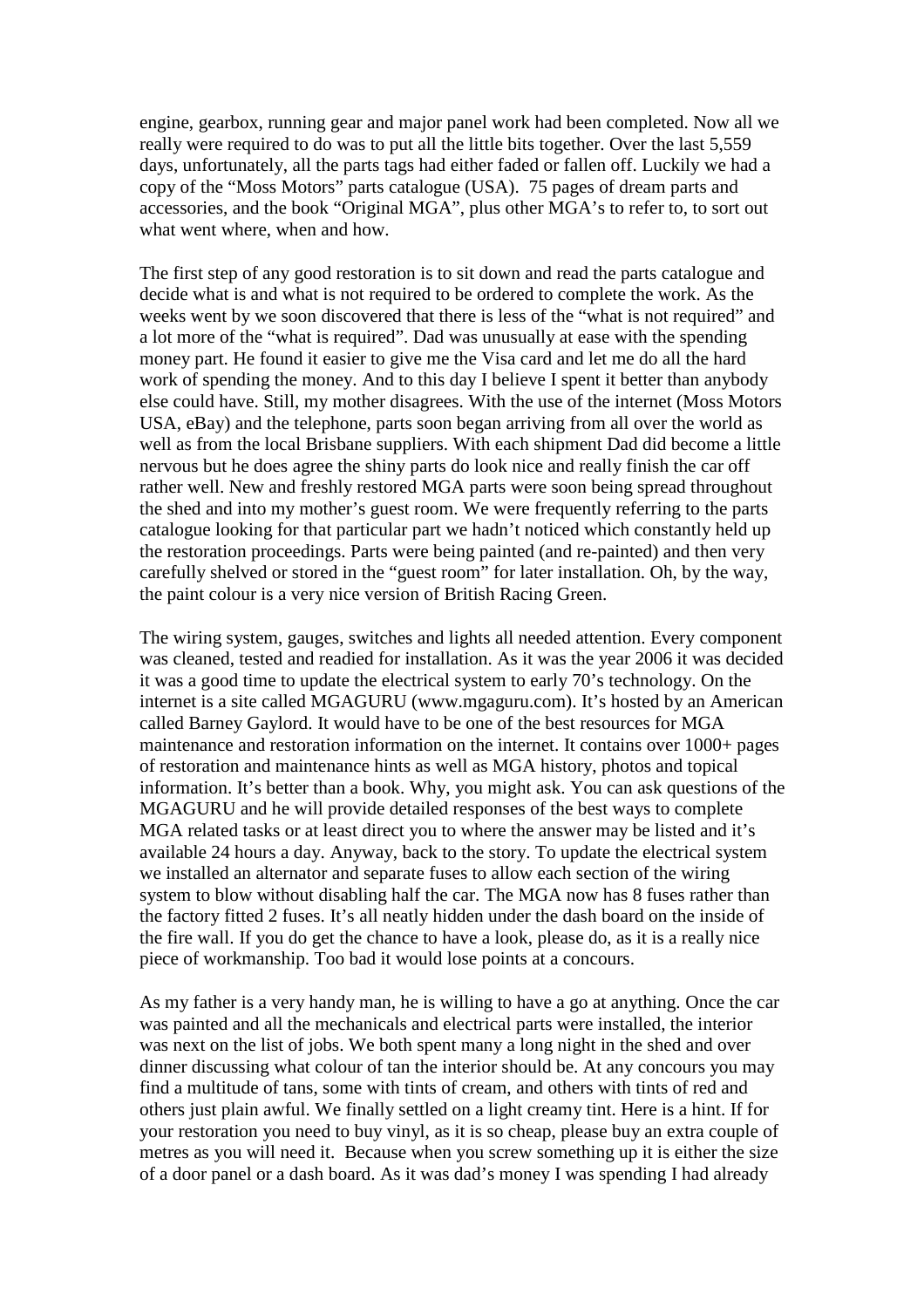engine, gearbox, running gear and major panel work had been completed. Now all we really were required to do was to put all the little bits together. Over the last 5,559 days, unfortunately, all the parts tags had either faded or fallen off. Luckily we had a copy of the "Moss Motors" parts catalogue (USA). 75 pages of dream parts and accessories, and the book "Original MGA", plus other MGA's to refer to, to sort out what went where, when and how.

The first step of any good restoration is to sit down and read the parts catalogue and decide what is and what is not required to be ordered to complete the work. As the weeks went by we soon discovered that there is less of the "what is not required" and a lot more of the "what is required". Dad was unusually at ease with the spending money part. He found it easier to give me the Visa card and let me do all the hard work of spending the money. And to this day I believe I spent it better than anybody else could have. Still, my mother disagrees. With the use of the internet (Moss Motors USA, eBay) and the telephone, parts soon began arriving from all over the world as well as from the local Brisbane suppliers. With each shipment Dad did become a little nervous but he does agree the shiny parts do look nice and really finish the car off rather well. New and freshly restored MGA parts were soon being spread throughout the shed and into my mother's guest room. We were frequently referring to the parts catalogue looking for that particular part we hadn't noticed which constantly held up the restoration proceedings. Parts were being painted (and re-painted) and then very carefully shelved or stored in the "guest room" for later installation. Oh, by the way, the paint colour is a very nice version of British Racing Green.

The wiring system, gauges, switches and lights all needed attention. Every component was cleaned, tested and readied for installation. As it was the year 2006 it was decided it was a good time to update the electrical system to early 70's technology. On the internet is a site called MGAGURU (www.mgaguru.com). It's hosted by an American called Barney Gaylord. It would have to be one of the best resources for MGA maintenance and restoration information on the internet. It contains over 1000+ pages of restoration and maintenance hints as well as MGA history, photos and topical information. It's better than a book. Why, you might ask. You can ask questions of the MGAGURU and he will provide detailed responses of the best ways to complete MGA related tasks or at least direct you to where the answer may be listed and it's available 24 hours a day. Anyway, back to the story. To update the electrical system we installed an alternator and separate fuses to allow each section of the wiring system to blow without disabling half the car. The MGA now has 8 fuses rather than the factory fitted 2 fuses. It's all neatly hidden under the dash board on the inside of the fire wall. If you do get the chance to have a look, please do, as it is a really nice piece of workmanship. Too bad it would lose points at a concours.

As my father is a very handy man, he is willing to have a go at anything. Once the car was painted and all the mechanicals and electrical parts were installed, the interior was next on the list of jobs. We both spent many a long night in the shed and over dinner discussing what colour of tan the interior should be. At any concours you may find a multitude of tans, some with tints of cream, and others with tints of red and others just plain awful. We finally settled on a light creamy tint. Here is a hint. If for your restoration you need to buy vinyl, as it is so cheap, please buy an extra couple of metres as you will need it. Because when you screw something up it is either the size of a door panel or a dash board. As it was dad's money I was spending I had already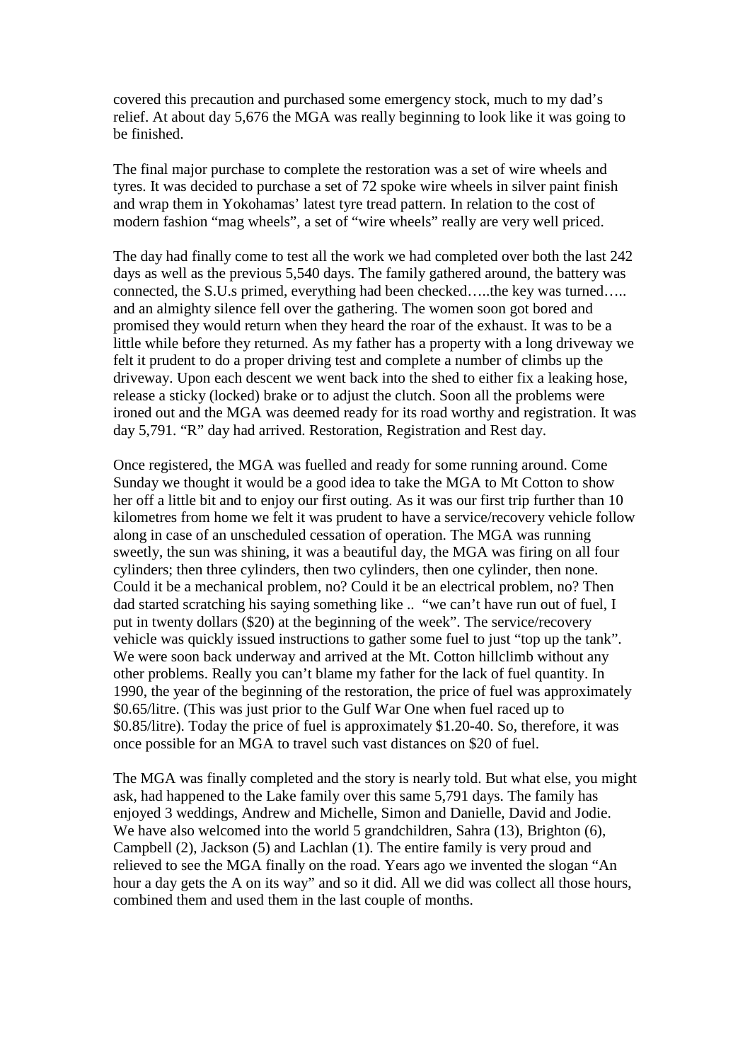covered this precaution and purchased some emergency stock, much to my dad's relief. At about day 5,676 the MGA was really beginning to look like it was going to be finished.

The final major purchase to complete the restoration was a set of wire wheels and tyres. It was decided to purchase a set of 72 spoke wire wheels in silver paint finish and wrap them in Yokohamas' latest tyre tread pattern. In relation to the cost of modern fashion "mag wheels", a set of "wire wheels" really are very well priced.

The day had finally come to test all the work we had completed over both the last 242 days as well as the previous 5,540 days. The family gathered around, the battery was connected, the S.U.s primed, everything had been checked…..the key was turned….. and an almighty silence fell over the gathering. The women soon got bored and promised they would return when they heard the roar of the exhaust. It was to be a little while before they returned. As my father has a property with a long driveway we felt it prudent to do a proper driving test and complete a number of climbs up the driveway. Upon each descent we went back into the shed to either fix a leaking hose, release a sticky (locked) brake or to adjust the clutch. Soon all the problems were ironed out and the MGA was deemed ready for its road worthy and registration. It was day 5,791. "R" day had arrived. Restoration, Registration and Rest day.

Once registered, the MGA was fuelled and ready for some running around. Come Sunday we thought it would be a good idea to take the MGA to Mt Cotton to show her off a little bit and to enjoy our first outing. As it was our first trip further than 10 kilometres from home we felt it was prudent to have a service/recovery vehicle follow along in case of an unscheduled cessation of operation. The MGA was running sweetly, the sun was shining, it was a beautiful day, the MGA was firing on all four cylinders; then three cylinders, then two cylinders, then one cylinder, then none. Could it be a mechanical problem, no? Could it be an electrical problem, no? Then dad started scratching his saying something like .. "we can't have run out of fuel, I put in twenty dollars ($20) at the beginning of the week". The service/recovery vehicle was quickly issued instructions to gather some fuel to just "top up the tank". We were soon back underway and arrived at the Mt. Cotton hillclimb without any other problems. Really you can't blame my father for the lack of fuel quantity. In 1990, the year of the beginning of the restoration, the price of fuel was approximately $0.65/litre. (This was just prior to the Gulf War One when fuel raced up to $0.85/litre). Today the price of fuel is approximately $1.20-40. So, therefore, it was once possible for an MGA to travel such vast distances on $20 of fuel.

The MGA was finally completed and the story is nearly told. But what else, you might ask, had happened to the Lake family over this same 5,791 days. The family has enjoyed 3 weddings, Andrew and Michelle, Simon and Danielle, David and Jodie. We have also welcomed into the world 5 grandchildren, Sahra (13), Brighton (6), Campbell (2), Jackson (5) and Lachlan (1). The entire family is very proud and relieved to see the MGA finally on the road. Years ago we invented the slogan "An hour a day gets the A on its way" and so it did. All we did was collect all those hours, combined them and used them in the last couple of months.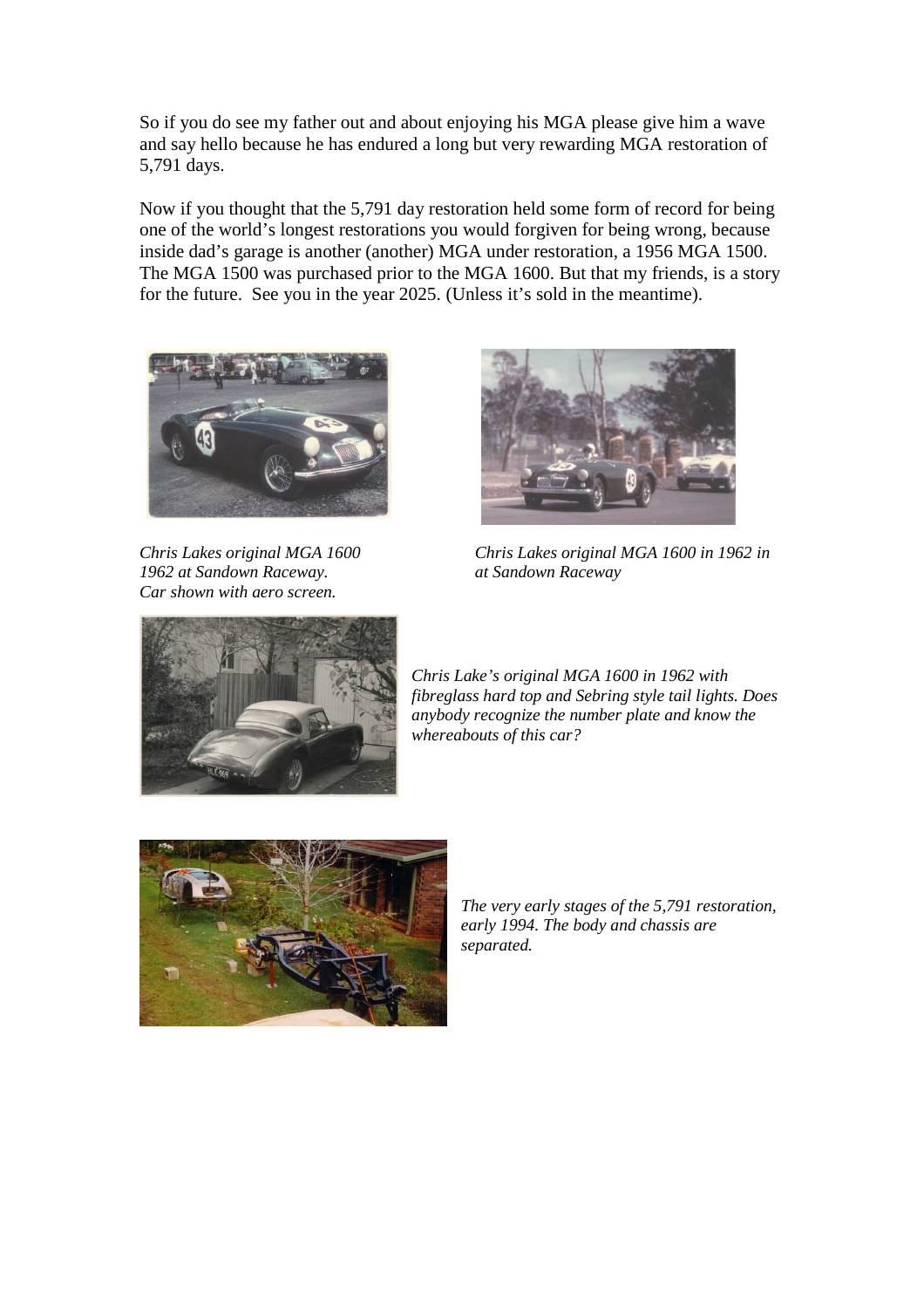So if you do see my father out and about enjoying his MGA please give him a wave and say hello because he has endured a long but very rewarding MGA restoration of 5,791 days.

Now if you thought that the 5,791 day restoration held some form of record for being one of the world's longest restorations you would forgiven for being wrong, because inside dad's garage is another (another) MGA under restoration, a 1956 MGA 1500. The MGA 1500 was purchased prior to the MGA 1600. But that my friends, is a story for the future. See you in the year 2025. (Unless it's sold in the meantime).

*Chris Lakes original MGA 1600 1962 at Sandown Raceway. Car shown with aero screen.*

*Chris Lakes original MGA 1600 in 1962 in at Sandown Raceway*

*Chris Lake's original MGA 1600 in 1962 with fibreglass hard top and Sebring style tail lights. Does anybody recognize the number plate and know the whereabouts of this car?*

*The very early stages of the 5,791 restoration, early 1994. The body and chassis are separated.*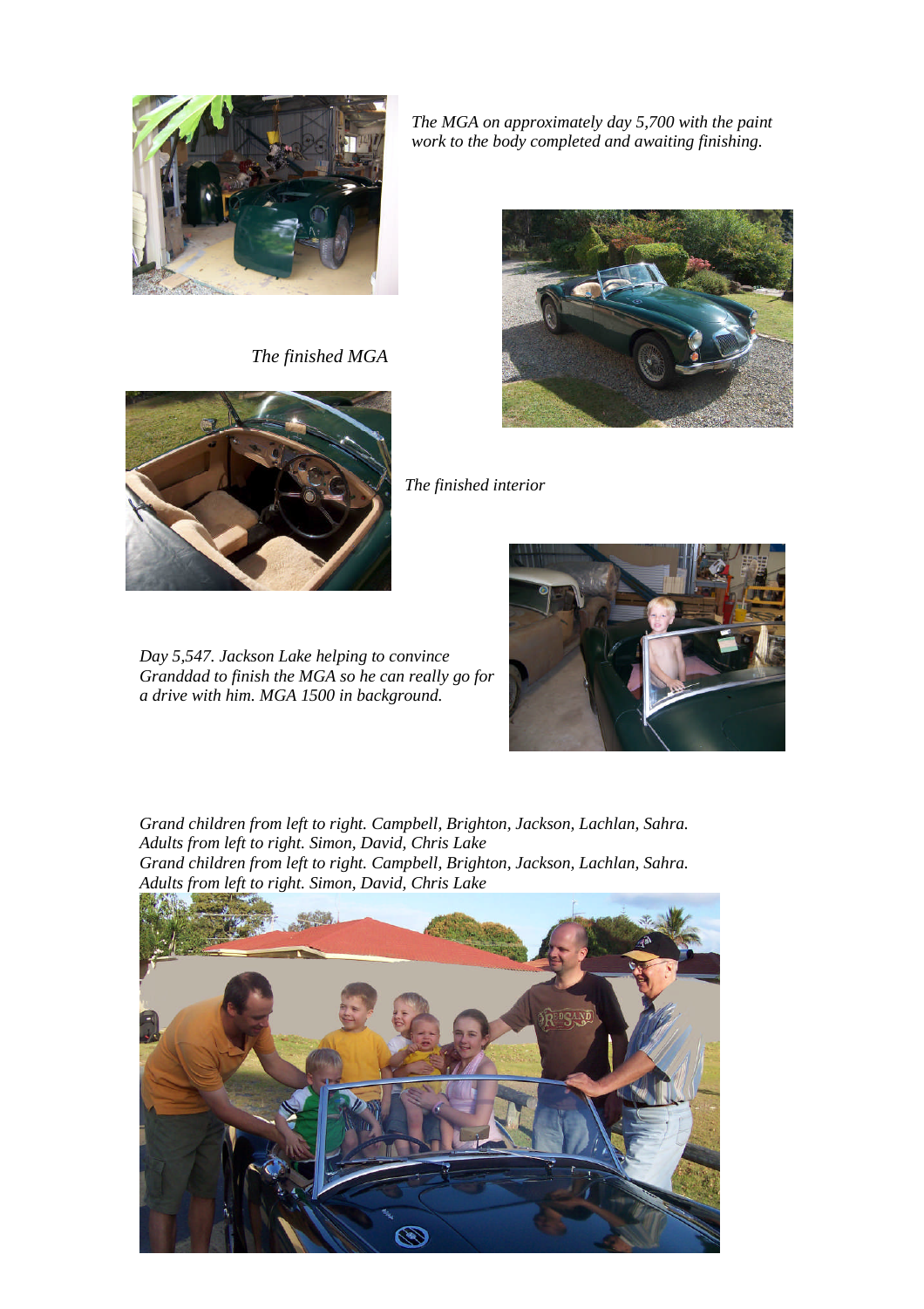*The MGA on approximately day 5,700 with the paint work to the body completed and awaiting finishing.*

*The finished MGA*

*The finished interior*

*Day 5,547. Jackson Lake helping to convince Granddad to finish the MGA so he can really go for a drive with him. MGA 1500 in background.*

*Grand children from left to right. Campbell, Brighton, Jackson, Lachlan, Sahra.*
*Adults from left to right. Simon, David, Chris Lake*
*Grand children from left to right. Campbell, Brighton, Jackson, Lachlan, Sahra.*
*Adults from left to right. Simon, David, Chris Lake*